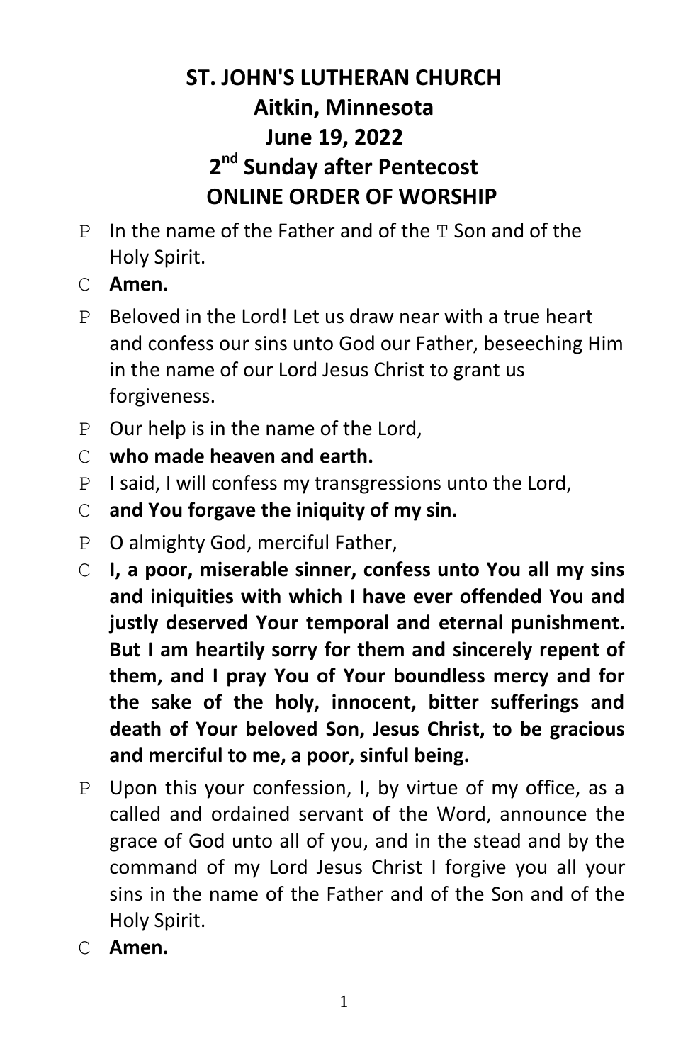# ST. JOHN'S LUTHERAN CHURCH
## Aitkin, Minnesota
## June 19, 2022
## 2nd Sunday after Pentecost
## ONLINE ORDER OF WORSHIP

P In the name of the Father and of the T Son and of the Holy Spirit.

C **Amen.**

P Beloved in the Lord! Let us draw near with a true heart and confess our sins unto God our Father, beseeching Him in the name of our Lord Jesus Christ to grant us forgiveness.

P Our help is in the name of the Lord,

C **who made heaven and earth.**

P I said, I will confess my transgressions unto the Lord,

C **and You forgave the iniquity of my sin.**

P O almighty God, merciful Father,

C **I, a poor, miserable sinner, confess unto You all my sins and iniquities with which I have ever offended You and justly deserved Your temporal and eternal punishment. But I am heartily sorry for them and sincerely repent of them, and I pray You of Your boundless mercy and for the sake of the holy, innocent, bitter sufferings and death of Your beloved Son, Jesus Christ, to be gracious and merciful to me, a poor, sinful being.**

P Upon this your confession, I, by virtue of my office, as a called and ordained servant of the Word, announce the grace of God unto all of you, and in the stead and by the command of my Lord Jesus Christ I forgive you all your sins in the name of the Father and of the Son and of the Holy Spirit.

C **Amen.**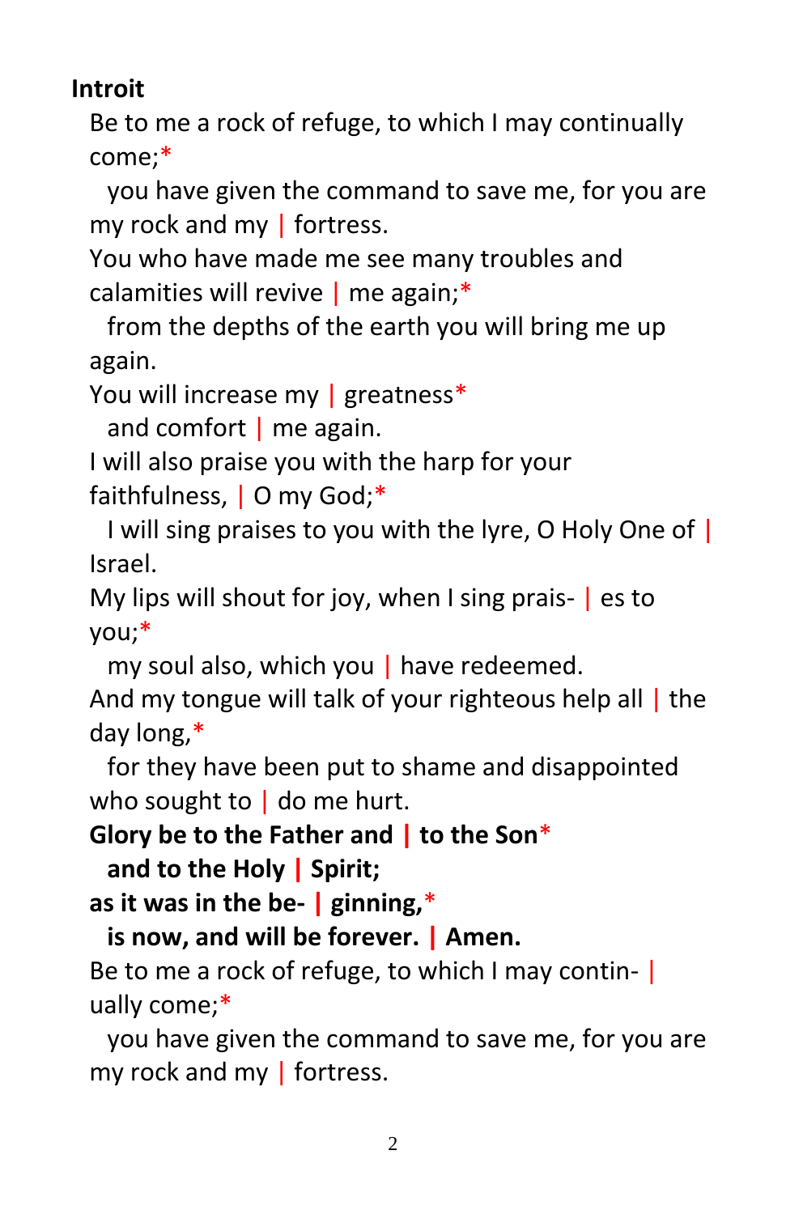**Introit**

Be to me a rock of refuge, to which I may continually come;*
  you have given the command to save me, for you are my rock and my | fortress.
You who have made me see many troubles and calamities will revive | me again;*
  from the depths of the earth you will bring me up again.
You will increase my | greatness*
  and comfort | me again.
I will also praise you with the harp for your faithfulness, | O my God;*
  I will sing praises to you with the lyre, O Holy One of | Israel.
My lips will shout for joy, when I sing prais- | es to you;*
  my soul also, which you | have redeemed.
And my tongue will talk of your righteous help all | the day long,*
  for they have been put to shame and disappointed who sought to | do me hurt.
**Glory be to the Father and | to the Son***
  **and to the Holy | Spirit;**
**as it was in the be- | ginning,***
  **is now, and will be forever. | Amen.**
Be to me a rock of refuge, to which I may contin- | ually come;*
  you have given the command to save me, for you are my rock and my | fortress.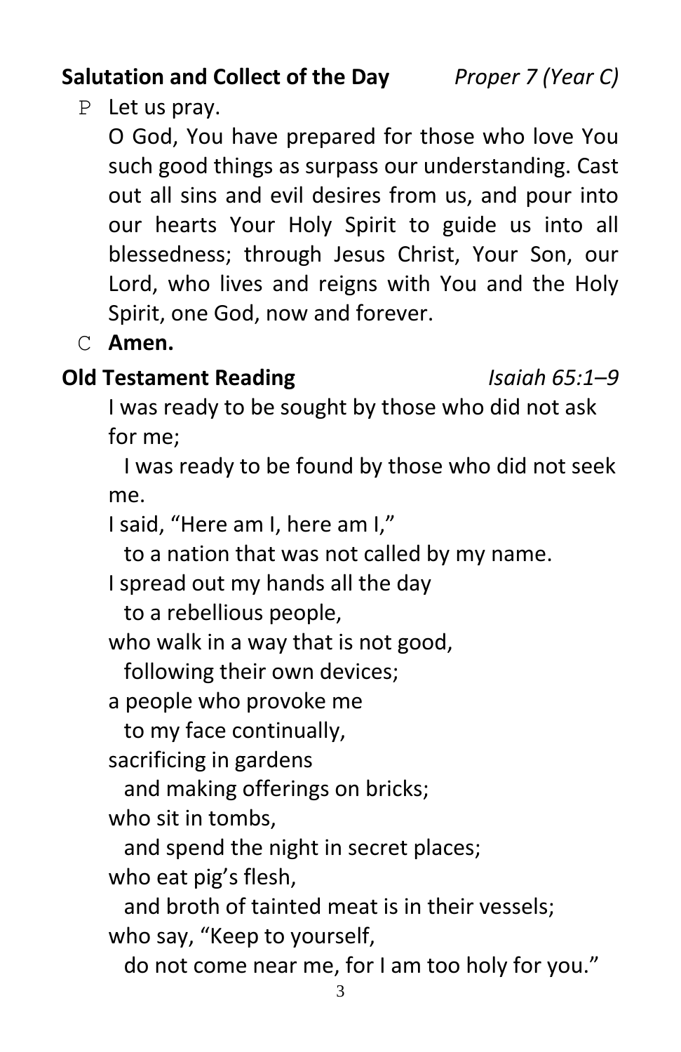**Salutation and Collect of the Day** *Proper 7 (Year C)*

P Let us pray.

O God, You have prepared for those who love You such good things as surpass our understanding. Cast out all sins and evil desires from us, and pour into our hearts Your Holy Spirit to guide us into all blessedness; through Jesus Christ, Your Son, our Lord, who lives and reigns with You and the Holy Spirit, one God, now and forever.

C **Amen.**

**Old Testament Reading** *Isaiah 65:1–9*

I was ready to be sought by those who did not ask for me;  
  I was ready to be found by those who did not seek me.  
I said, "Here am I, here am I,"  
  to a nation that was not called by my name.  
I spread out my hands all the day  
  to a rebellious people,  
who walk in a way that is not good,  
  following their own devices;  
a people who provoke me  
  to my face continually,  
sacrificing in gardens  
  and making offerings on bricks;  
who sit in tombs,  
  and spend the night in secret places;  
who eat pig's flesh,  
  and broth of tainted meat is in their vessels;  
who say, "Keep to yourself,  
  do not come near me, for I am too holy for you."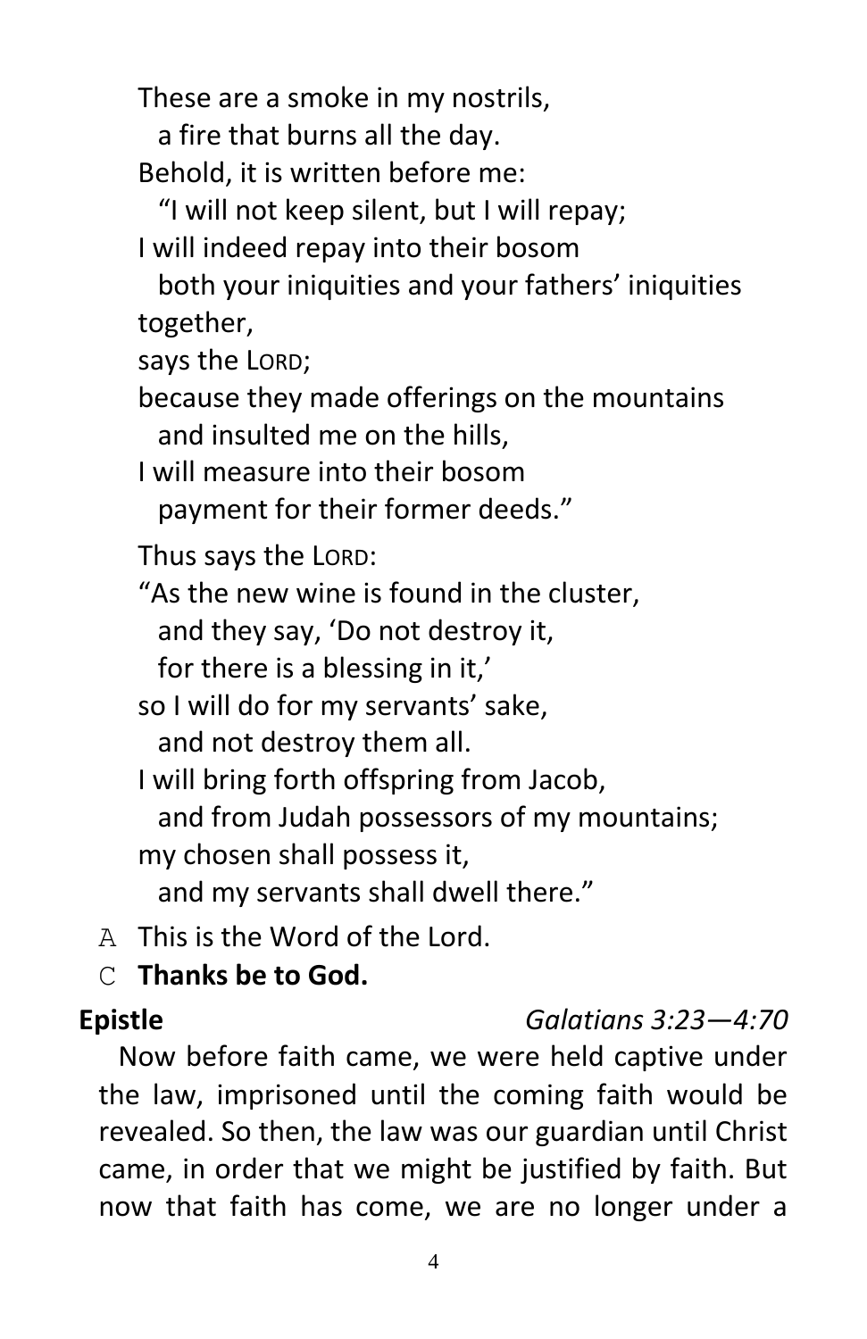These are a smoke in my nostrils,
  a fire that burns all the day.
Behold, it is written before me:
  "I will not keep silent, but I will repay;
I will indeed repay into their bosom
  both your iniquities and your fathers' iniquities together,
says the LORD;
because they made offerings on the mountains
  and insulted me on the hills,
I will measure into their bosom
  payment for their former deeds."

Thus says the LORD:
"As the new wine is found in the cluster,
  and they say, 'Do not destroy it,
  for there is a blessing in it,'
so I will do for my servants' sake,
  and not destroy them all.
I will bring forth offspring from Jacob,
  and from Judah possessors of my mountains;
my chosen shall possess it,
  and my servants shall dwell there."

A This is the Word of the Lord.

C **Thanks be to God.**

**Epistle** *Galatians 3:23—4:70*

Now before faith came, we were held captive under the law, imprisoned until the coming faith would be revealed. So then, the law was our guardian until Christ came, in order that we might be justified by faith. But now that faith has come, we are no longer under a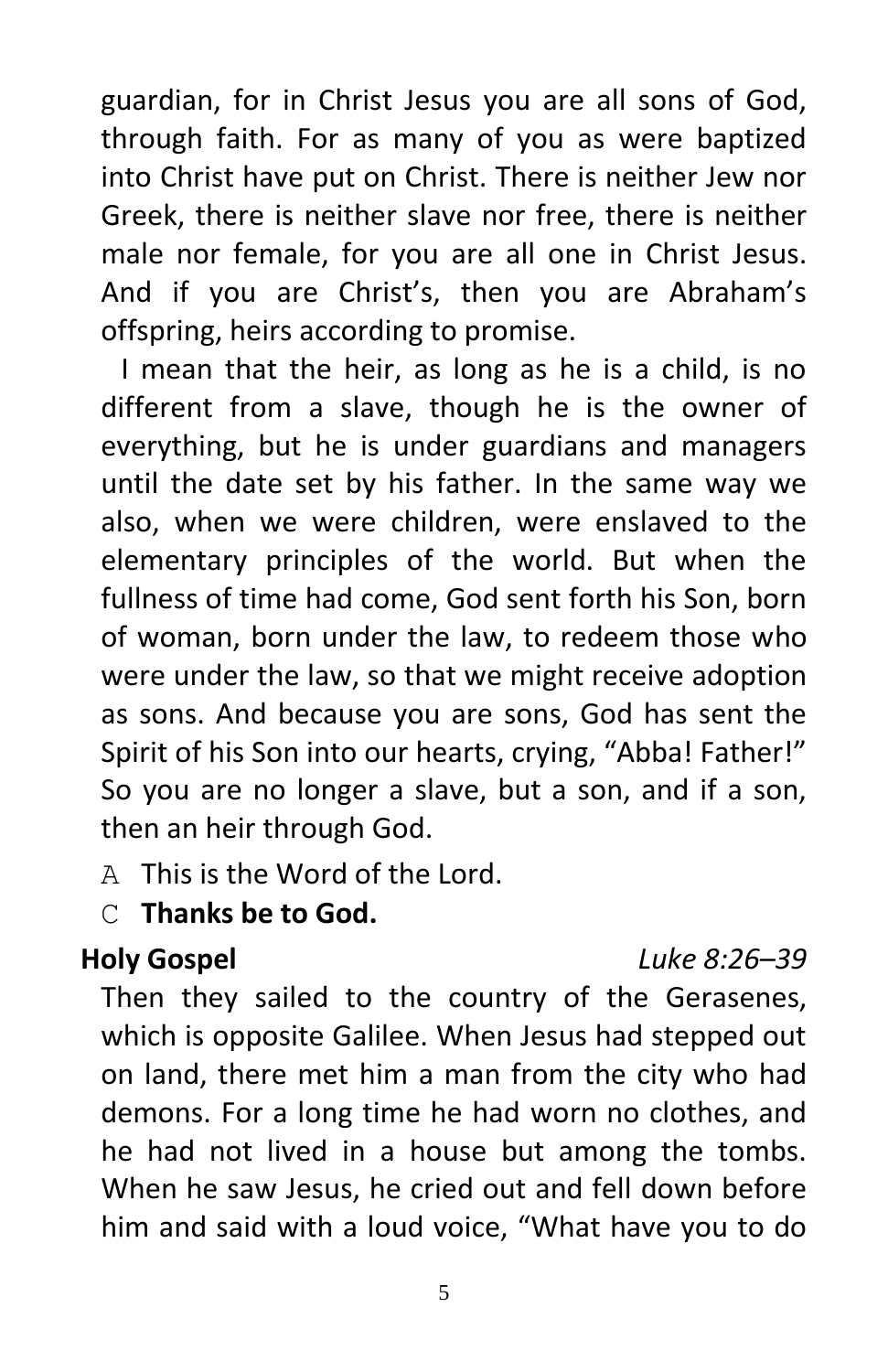guardian, for in Christ Jesus you are all sons of God, through faith. For as many of you as were baptized into Christ have put on Christ. There is neither Jew nor Greek, there is neither slave nor free, there is neither male nor female, for you are all one in Christ Jesus. And if you are Christ's, then you are Abraham's offspring, heirs according to promise.

I mean that the heir, as long as he is a child, is no different from a slave, though he is the owner of everything, but he is under guardians and managers until the date set by his father. In the same way we also, when we were children, were enslaved to the elementary principles of the world. But when the fullness of time had come, God sent forth his Son, born of woman, born under the law, to redeem those who were under the law, so that we might receive adoption as sons. And because you are sons, God has sent the Spirit of his Son into our hearts, crying, "Abba! Father!" So you are no longer a slave, but a son, and if a son, then an heir through God.

A This is the Word of the Lord.

C **Thanks be to God.**

**Holy Gospel** *Luke 8:26–39*

Then they sailed to the country of the Gerasenes, which is opposite Galilee. When Jesus had stepped out on land, there met him a man from the city who had demons. For a long time he had worn no clothes, and he had not lived in a house but among the tombs. When he saw Jesus, he cried out and fell down before him and said with a loud voice, "What have you to do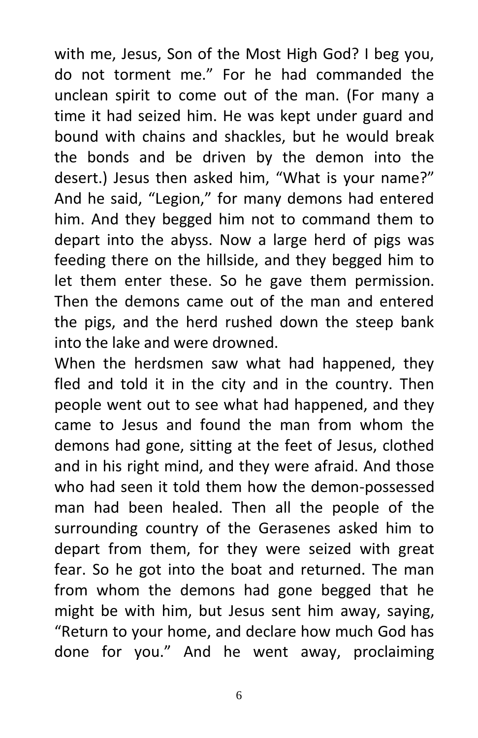with me, Jesus, Son of the Most High God? I beg you, do not torment me." For he had commanded the unclean spirit to come out of the man. (For many a time it had seized him. He was kept under guard and bound with chains and shackles, but he would break the bonds and be driven by the demon into the desert.) Jesus then asked him, "What is your name?" And he said, "Legion," for many demons had entered him. And they begged him not to command them to depart into the abyss. Now a large herd of pigs was feeding there on the hillside, and they begged him to let them enter these. So he gave them permission. Then the demons came out of the man and entered the pigs, and the herd rushed down the steep bank into the lake and were drowned.

When the herdsmen saw what had happened, they fled and told it in the city and in the country. Then people went out to see what had happened, and they came to Jesus and found the man from whom the demons had gone, sitting at the feet of Jesus, clothed and in his right mind, and they were afraid. And those who had seen it told them how the demon-possessed man had been healed. Then all the people of the surrounding country of the Gerasenes asked him to depart from them, for they were seized with great fear. So he got into the boat and returned. The man from whom the demons had gone begged that he might be with him, but Jesus sent him away, saying, "Return to your home, and declare how much God has done for you." And he went away, proclaiming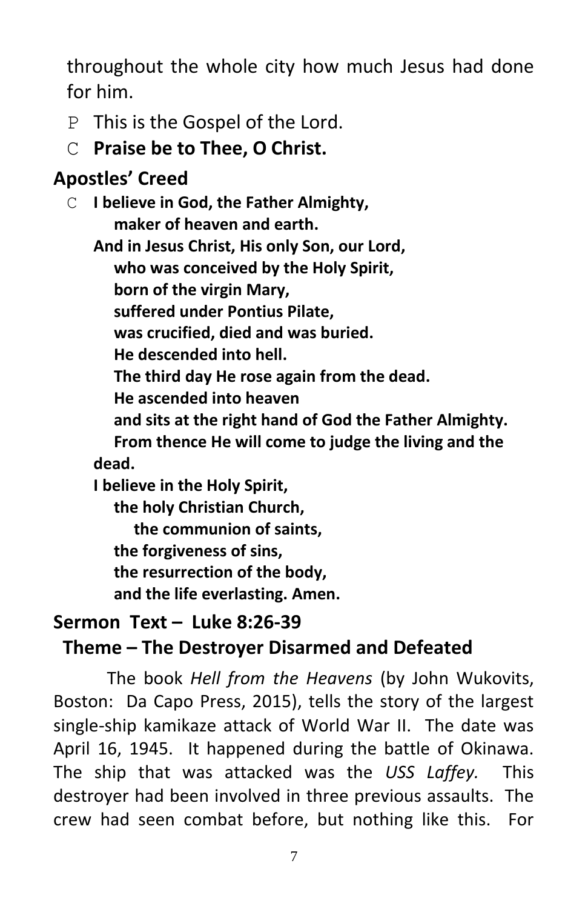throughout the whole city how much Jesus had done for him.

P This is the Gospel of the Lord.

C **Praise be to Thee, O Christ.**

## Apostles' Creed

C **I believe in God, the Father Almighty,**
**maker of heaven and earth.**
**And in Jesus Christ, His only Son, our Lord,**
**who was conceived by the Holy Spirit,**
**born of the virgin Mary,**
**suffered under Pontius Pilate,**
**was crucified, died and was buried.**
**He descended into hell.**
**The third day He rose again from the dead.**
**He ascended into heaven**
**and sits at the right hand of God the Father Almighty.**
**From thence He will come to judge the living and the dead.**
**I believe in the Holy Spirit,**
**the holy Christian Church,**
**the communion of saints,**
**the forgiveness of sins,**
**the resurrection of the body,**
**and the life everlasting. Amen.**

## Sermon Text – Luke 8:26-39

## Theme – The Destroyer Disarmed and Defeated

The book *Hell from the Heavens* (by John Wukovits, Boston: Da Capo Press, 2015), tells the story of the largest single-ship kamikaze attack of World War II. The date was April 16, 1945. It happened during the battle of Okinawa. The ship that was attacked was the *USS Laffey.* This destroyer had been involved in three previous assaults. The crew had seen combat before, but nothing like this. For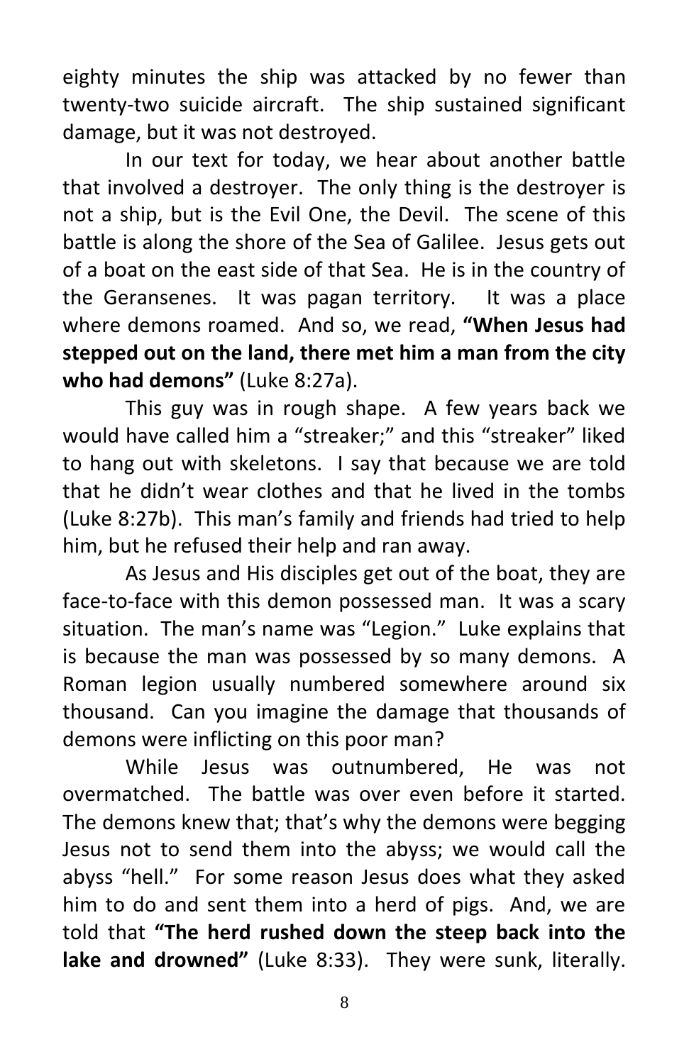eighty minutes the ship was attacked by no fewer than twenty-two suicide aircraft. The ship sustained significant damage, but it was not destroyed.

In our text for today, we hear about another battle that involved a destroyer. The only thing is the destroyer is not a ship, but is the Evil One, the Devil. The scene of this battle is along the shore of the Sea of Galilee. Jesus gets out of a boat on the east side of that Sea. He is in the country of the Geransenes. It was pagan territory. It was a place where demons roamed. And so, we read, **"When Jesus had stepped out on the land, there met him a man from the city who had demons"** (Luke 8:27a).

This guy was in rough shape. A few years back we would have called him a "streaker;" and this "streaker" liked to hang out with skeletons. I say that because we are told that he didn't wear clothes and that he lived in the tombs (Luke 8:27b). This man's family and friends had tried to help him, but he refused their help and ran away.

As Jesus and His disciples get out of the boat, they are face-to-face with this demon possessed man. It was a scary situation. The man's name was "Legion." Luke explains that is because the man was possessed by so many demons. A Roman legion usually numbered somewhere around six thousand. Can you imagine the damage that thousands of demons were inflicting on this poor man?

While Jesus was outnumbered, He was not overmatched. The battle was over even before it started. The demons knew that; that's why the demons were begging Jesus not to send them into the abyss; we would call the abyss "hell." For some reason Jesus does what they asked him to do and sent them into a herd of pigs. And, we are told that **"The herd rushed down the steep back into the lake and drowned"** (Luke 8:33). They were sunk, literally.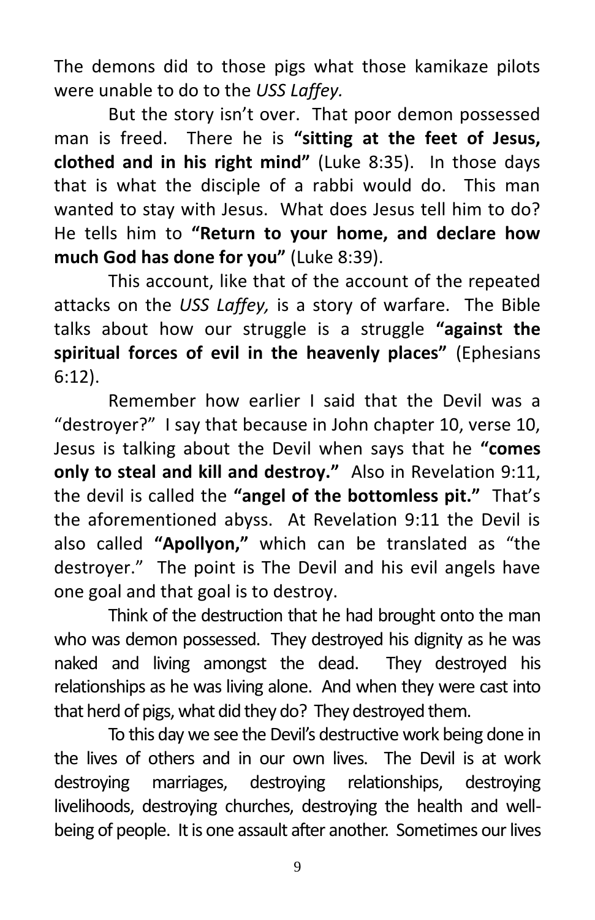The demons did to those pigs what those kamikaze pilots were unable to do to the *USS Laffey.*

But the story isn't over. That poor demon possessed man is freed. There he is **"sitting at the feet of Jesus, clothed and in his right mind"** (Luke 8:35). In those days that is what the disciple of a rabbi would do. This man wanted to stay with Jesus. What does Jesus tell him to do? He tells him to **"Return to your home, and declare how much God has done for you"** (Luke 8:39).

This account, like that of the account of the repeated attacks on the *USS Laffey,* is a story of warfare. The Bible talks about how our struggle is a struggle **"against the spiritual forces of evil in the heavenly places"** (Ephesians 6:12).

Remember how earlier I said that the Devil was a "destroyer?" I say that because in John chapter 10, verse 10, Jesus is talking about the Devil when says that he **"comes only to steal and kill and destroy."** Also in Revelation 9:11, the devil is called the **"angel of the bottomless pit."** That's the aforementioned abyss. At Revelation 9:11 the Devil is also called **"Apollyon,"** which can be translated as "the destroyer." The point is The Devil and his evil angels have one goal and that goal is to destroy.

Think of the destruction that he had brought onto the man who was demon possessed. They destroyed his dignity as he was naked and living amongst the dead. They destroyed his relationships as he was living alone. And when they were cast into that herd of pigs, what did they do? They destroyed them.

To this day we see the Devil's destructive work being done in the lives of others and in our own lives. The Devil is at work destroying marriages, destroying relationships, destroying livelihoods, destroying churches, destroying the health and well-being of people. It is one assault after another. Sometimes our lives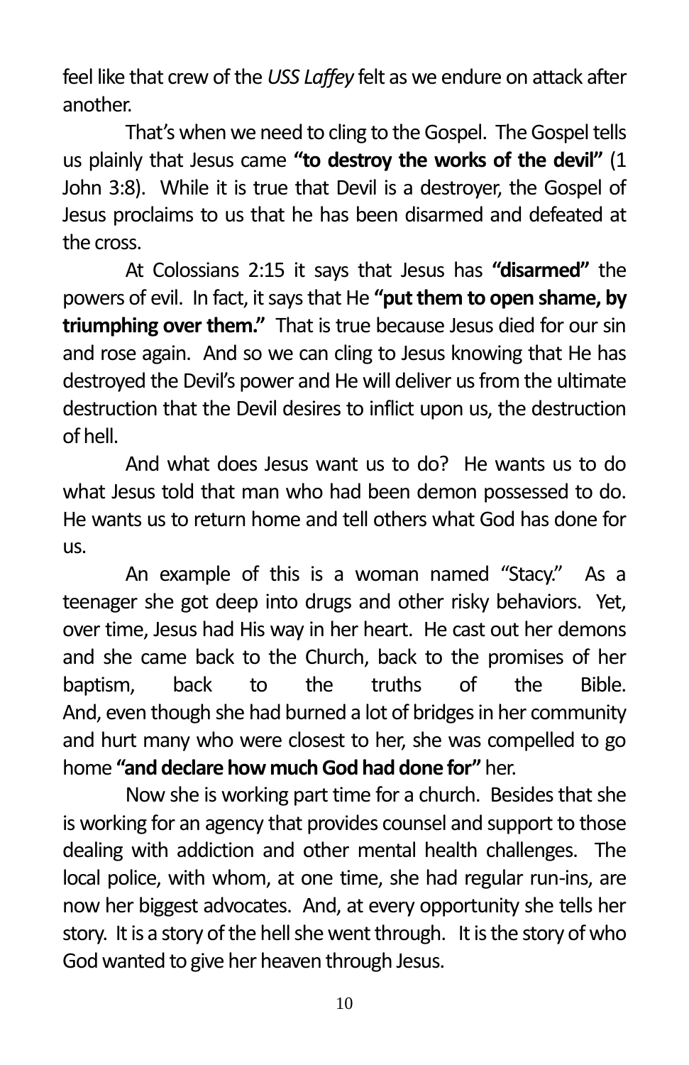feel like that crew of the *USS Laffey* felt as we endure on attack after another.

That's when we need to cling to the Gospel. The Gospel tells us plainly that Jesus came **"to destroy the works of the devil"** (1 John 3:8). While it is true that Devil is a destroyer, the Gospel of Jesus proclaims to us that he has been disarmed and defeated at the cross.

At Colossians 2:15 it says that Jesus has **"disarmed"** the powers of evil. In fact, it says that He **"put them to open shame, by triumphing over them."** That is true because Jesus died for our sin and rose again. And so we can cling to Jesus knowing that He has destroyed the Devil's power and He will deliver us from the ultimate destruction that the Devil desires to inflict upon us, the destruction of hell.

And what does Jesus want us to do? He wants us to do what Jesus told that man who had been demon possessed to do. He wants us to return home and tell others what God has done for us.

An example of this is a woman named "Stacy." As a teenager she got deep into drugs and other risky behaviors. Yet, over time, Jesus had His way in her heart. He cast out her demons and she came back to the Church, back to the promises of her baptism, back to the truths of the Bible. And, even though she had burned a lot of bridges in her community and hurt many who were closest to her, she was compelled to go home **"and declare how much God had done for"** her.

Now she is working part time for a church. Besides that she is working for an agency that provides counsel and support to those dealing with addiction and other mental health challenges. The local police, with whom, at one time, she had regular run-ins, are now her biggest advocates. And, at every opportunity she tells her story. It is a story of the hell she went through. It is the story of who God wanted to give her heaven through Jesus.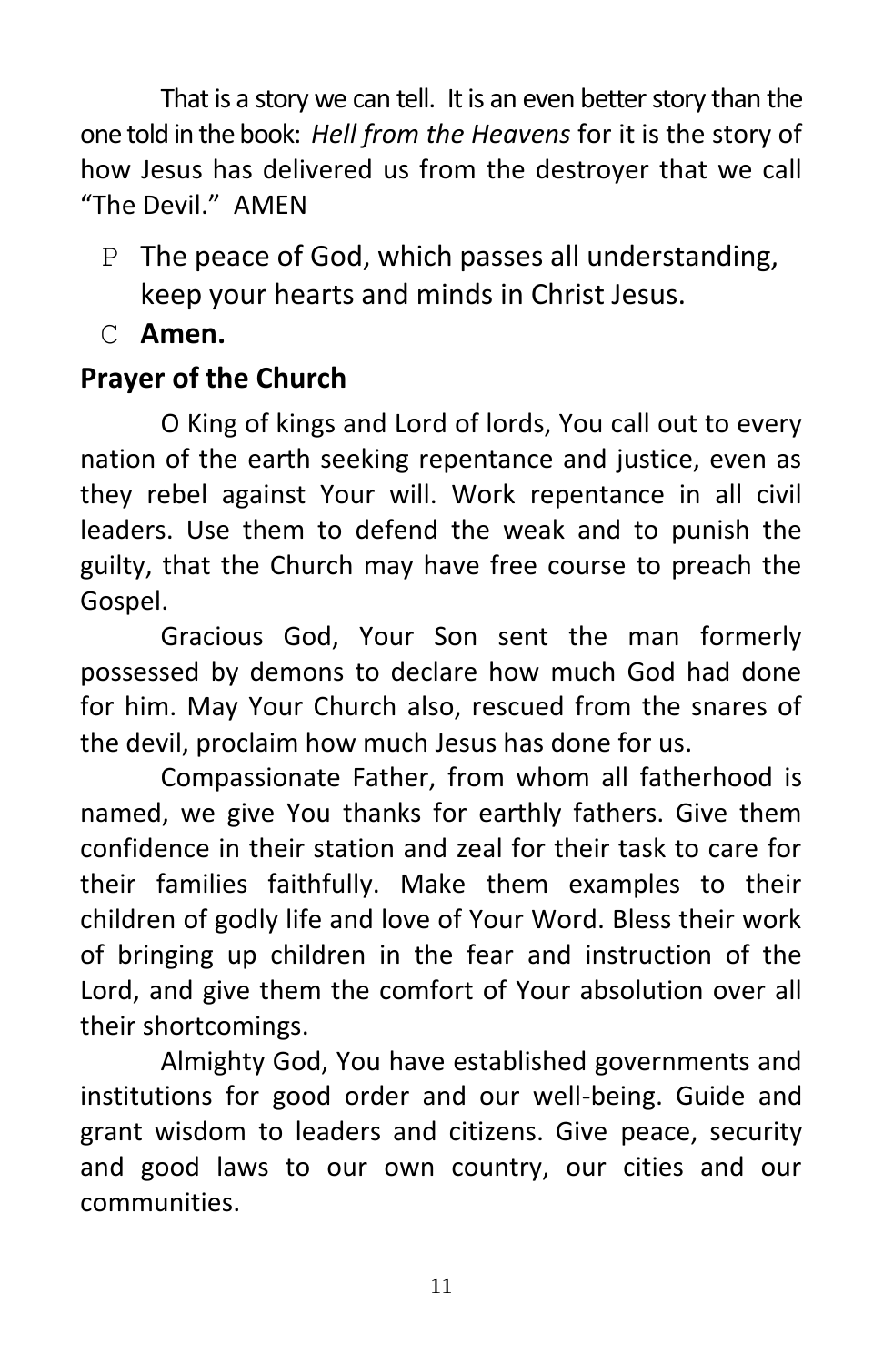That is a story we can tell. It is an even better story than the one told in the book: *Hell from the Heavens* for it is the story of how Jesus has delivered us from the destroyer that we call "The Devil." AMEN

P The peace of God, which passes all understanding, keep your hearts and minds in Christ Jesus.

C **Amen.**

**Prayer of the Church**

O King of kings and Lord of lords, You call out to every nation of the earth seeking repentance and justice, even as they rebel against Your will. Work repentance in all civil leaders. Use them to defend the weak and to punish the guilty, that the Church may have free course to preach the Gospel.

Gracious God, Your Son sent the man formerly possessed by demons to declare how much God had done for him. May Your Church also, rescued from the snares of the devil, proclaim how much Jesus has done for us.

Compassionate Father, from whom all fatherhood is named, we give You thanks for earthly fathers. Give them confidence in their station and zeal for their task to care for their families faithfully. Make them examples to their children of godly life and love of Your Word. Bless their work of bringing up children in the fear and instruction of the Lord, and give them the comfort of Your absolution over all their shortcomings.

Almighty God, You have established governments and institutions for good order and our well-being. Guide and grant wisdom to leaders and citizens. Give peace, security and good laws to our own country, our cities and our communities.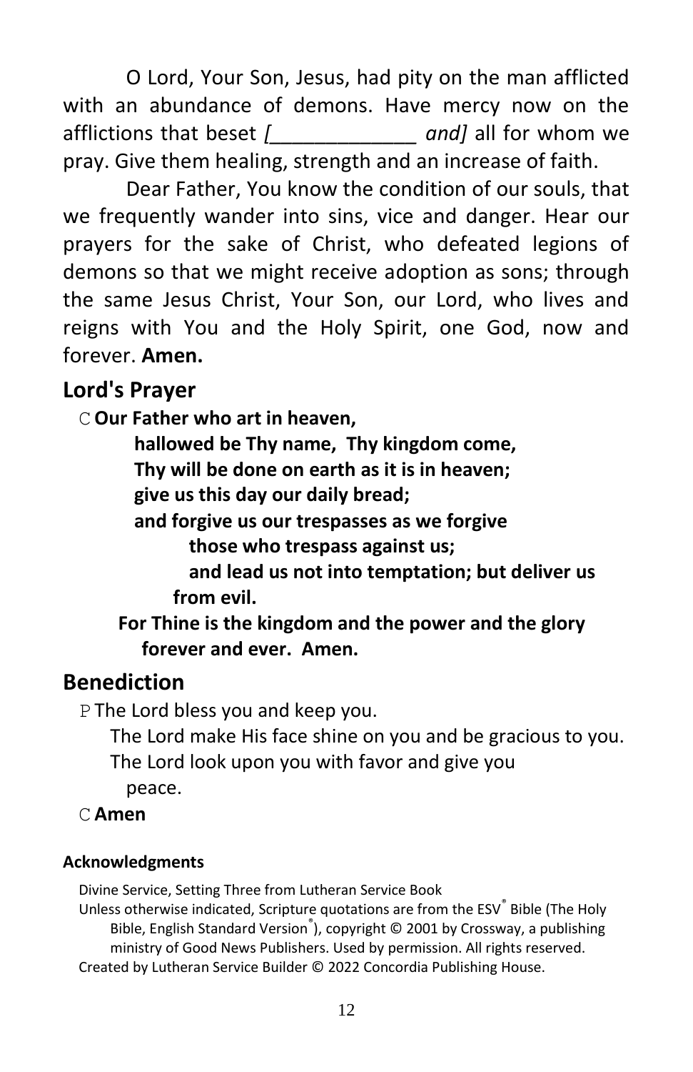O Lord, Your Son, Jesus, had pity on the man afflicted with an abundance of demons. Have mercy now on the afflictions that beset *[_____________ and]* all for whom we pray. Give them healing, strength and an increase of faith.

Dear Father, You know the condition of our souls, that we frequently wander into sins, vice and danger. Hear our prayers for the sake of Christ, who defeated legions of demons so that we might receive adoption as sons; through the same Jesus Christ, Your Son, our Lord, who lives and reigns with You and the Holy Spirit, one God, now and forever. **Amen.**

## Lord's Prayer

C **Our Father who art in heaven,**
**hallowed be Thy name, Thy kingdom come,**
**Thy will be done on earth as it is in heaven;**
**give us this day our daily bread;**
**and forgive us our trespasses as we forgive**
**those who trespass against us;**
**and lead us not into temptation; but deliver us from evil.**
**For Thine is the kingdom and the power and the glory forever and ever. Amen.**

## Benediction

P The Lord bless you and keep you.
The Lord make His face shine on you and be gracious to you.
The Lord look upon you with favor and give you peace.

C **Amen**

#### Acknowledgments

Divine Service, Setting Three from Lutheran Service Book
Unless otherwise indicated, Scripture quotations are from the ESV® Bible (The Holy Bible, English Standard Version®), copyright © 2001 by Crossway, a publishing ministry of Good News Publishers. Used by permission. All rights reserved.
Created by Lutheran Service Builder © 2022 Concordia Publishing House.